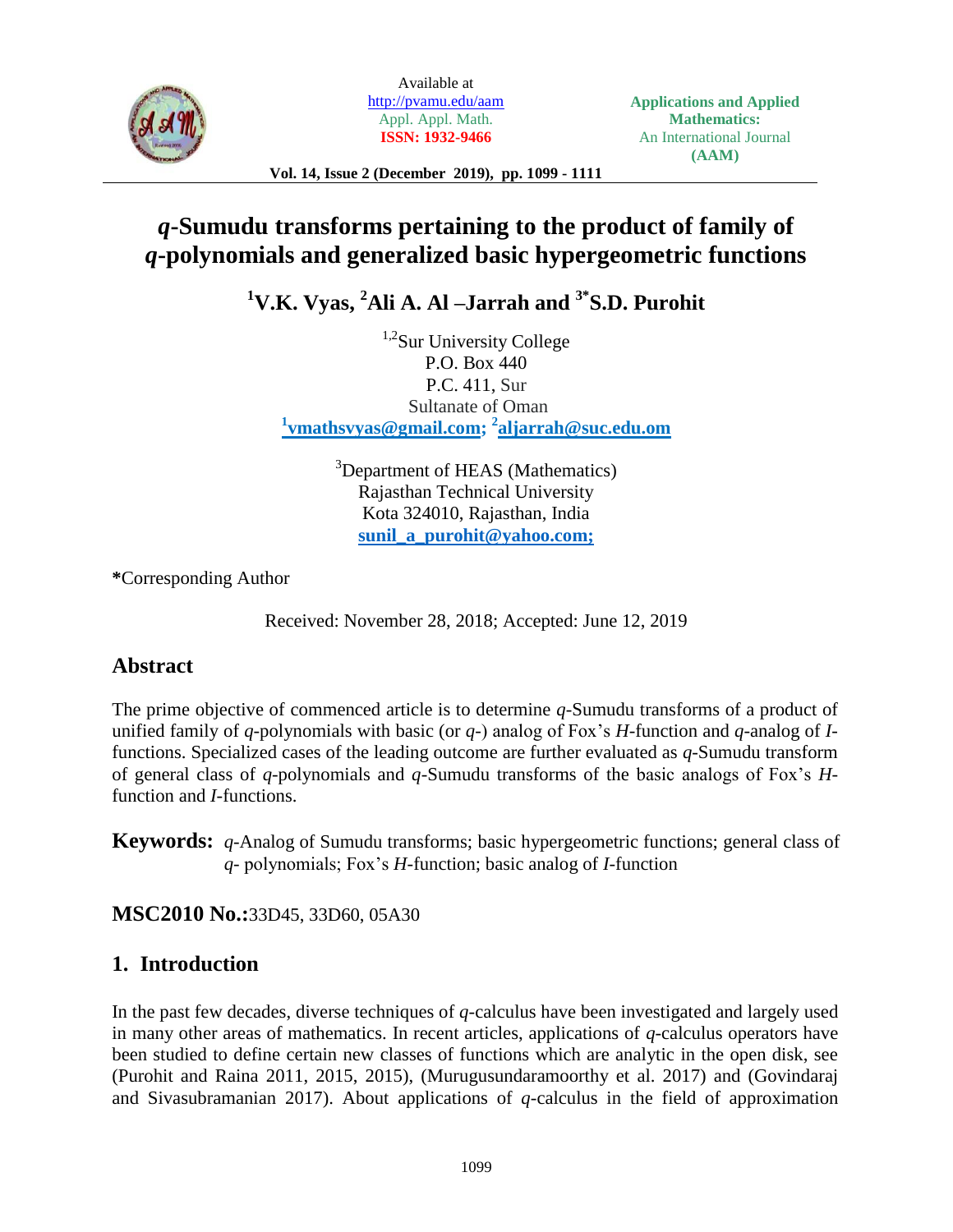# *q*-Sumudu transforms pertaining to the product of family of *q*-polynomials and generalized basic hypergeometric functions

**[1]V.K. Vyas, [2]Ali A. Al –Jarrah and [3*]S.D. Purohit**

[1,2]Sur University College
P.O. Box 440
P.C. 411, Sur
Sultanate of Oman
[1]vmathsvyas@gmail.com; [2]aljarrah@suc.edu.om

[3]Department of HEAS (Mathematics)
Rajasthan Technical University
Kota 324010, Rajasthan, India
sunil_a_purohit@yahoo.com;

*Corresponding Author

Received: November 28, 2018; Accepted: June 12, 2019

## Abstract

The prime objective of commenced article is to determine *q*-Sumudu transforms of a product of unified family of *q*-polynomials with basic (or *q*-) analog of Fox's *H*-function and *q*-analog of *I*-functions. Specialized cases of the leading outcome are further evaluated as *q*-Sumudu transform of general class of *q*-polynomials and *q*-Sumudu transforms of the basic analogs of Fox's *H*-function and *I*-functions.

**Keywords:** *q*-Analog of Sumudu transforms; basic hypergeometric functions; general class of *q*- polynomials; Fox's *H*-function; basic analog of *I*-function

**MSC2010 No.:** 33D45, 33D60, 05A30

## 1. Introduction

In the past few decades, diverse techniques of *q*-calculus have been investigated and largely used in many other areas of mathematics. In recent articles, applications of *q*-calculus operators have been studied to define certain new classes of functions which are analytic in the open disk, see (Purohit and Raina 2011, 2015, 2015), (Murugusundaramoorthy et al. 2017) and (Govindaraj and Sivasubramanian 2017). About applications of *q*-calculus in the field of approximation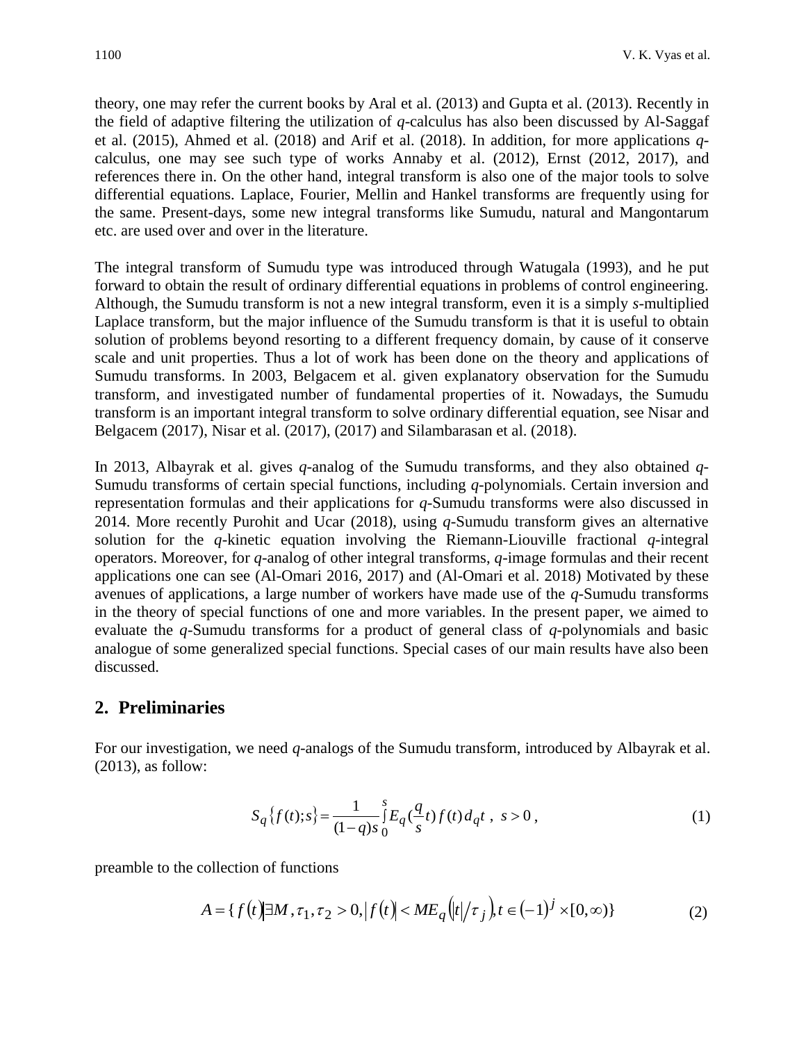theory, one may refer the current books by Aral et al. (2013) and Gupta et al. (2013). Recently in the field of adaptive filtering the utilization of *q*-calculus has also been discussed by Al-Saggaf et al. (2015), Ahmed et al. (2018) and Arif et al. (2018). In addition, for more applications *q*-calculus, one may see such type of works Annaby et al. (2012), Ernst (2012, 2017), and references there in. On the other hand, integral transform is also one of the major tools to solve differential equations. Laplace, Fourier, Mellin and Hankel transforms are frequently using for the same. Present-days, some new integral transforms like Sumudu, natural and Mangontarum etc. are used over and over in the literature.

The integral transform of Sumudu type was introduced through Watugala (1993), and he put forward to obtain the result of ordinary differential equations in problems of control engineering. Although, the Sumudu transform is not a new integral transform, even it is a simply *s*-multiplied Laplace transform, but the major influence of the Sumudu transform is that it is useful to obtain solution of problems beyond resorting to a different frequency domain, by cause of it conserve scale and unit properties. Thus a lot of work has been done on the theory and applications of Sumudu transforms. In 2003, Belgacem et al. given explanatory observation for the Sumudu transform, and investigated number of fundamental properties of it. Nowadays, the Sumudu transform is an important integral transform to solve ordinary differential equation, see Nisar and Belgacem (2017), Nisar et al. (2017), (2017) and Silambarasan et al. (2018).

In 2013, Albayrak et al. gives *q*-analog of the Sumudu transforms, and they also obtained *q*-Sumudu transforms of certain special functions, including *q*-polynomials. Certain inversion and representation formulas and their applications for *q*-Sumudu transforms were also discussed in 2014. More recently Purohit and Ucar (2018), using *q*-Sumudu transform gives an alternative solution for the *q*-kinetic equation involving the Riemann-Liouville fractional *q*-integral operators. Moreover, for *q*-analog of other integral transforms, *q*-image formulas and their recent applications one can see (Al-Omari 2016, 2017) and (Al-Omari et al. 2018) Motivated by these avenues of applications, a large number of workers have made use of the *q*-Sumudu transforms in the theory of special functions of one and more variables. In the present paper, we aimed to evaluate the *q*-Sumudu transforms for a product of general class of *q*-polynomials and basic analogue of some generalized special functions. Special cases of our main results have also been discussed.

## 2. Preliminaries

For our investigation, we need *q*-analogs of the Sumudu transform, introduced by Albayrak et al. (2013), as follow:

$$S_q\{f(t);s\} = \frac{1}{(1-q)s}\int_0^s E_q\left(\frac{q}{s}t\right) f(t)\, d_q t\ ,\ s > 0\ , \tag{1}$$

preamble to the collection of functions

$$A = \{ f(t) | \exists M, \tau_1, \tau_2 > 0, |f(t)| < M E_q\left(|t|/\tau_j\right), t \in (-1)^j \times [0,\infty)\} \tag{2}$$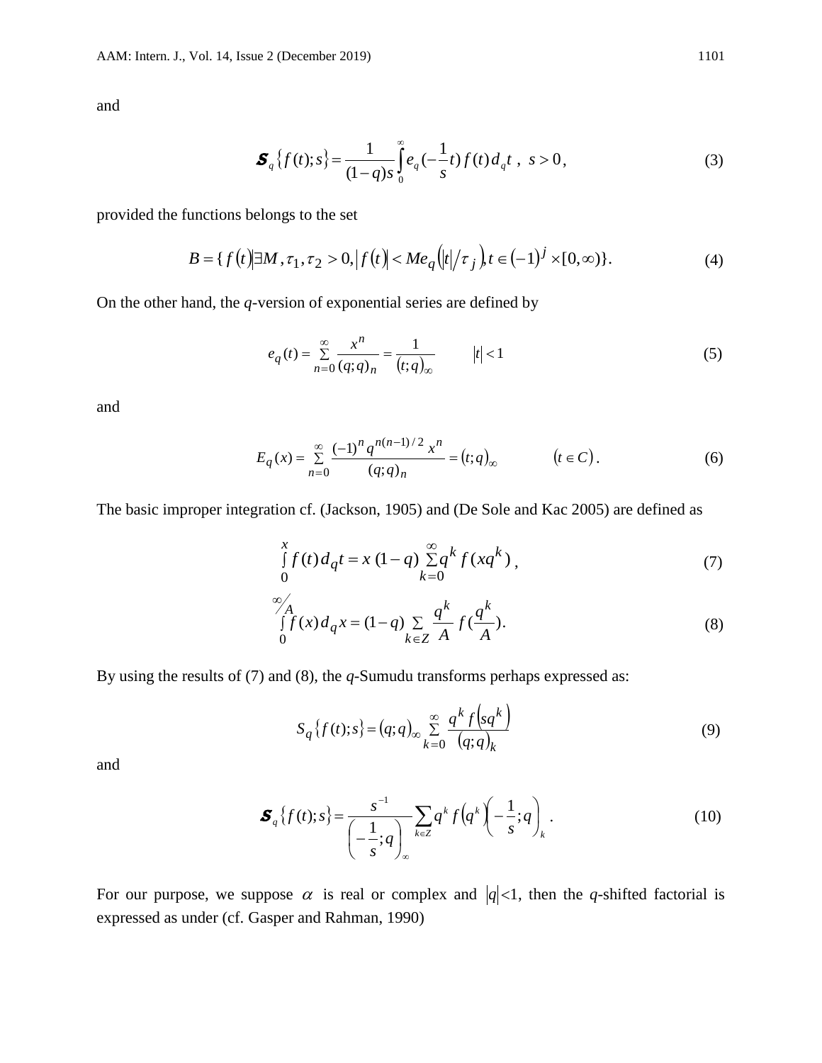and

$$\boldsymbol{S}_q\{f(t);s\} = \frac{1}{(1-q)s}\int_0^{\infty} e_q(-\frac{1}{s}t)\, f(t)\, d_q t \ , \ s>0, \tag{3}$$

provided the functions belongs to the set

$$B = \{ f(t) | \exists M, \tau_1, \tau_2 > 0, |f(t)| < M e_q(|t|/\tau_j), t \in (-1)^j \times [0,\infty)\}. \tag{4}$$

On the other hand, the $q$-version of exponential series are defined by

$$e_q(t) = \sum_{n=0}^{\infty} \frac{x^n}{(q;q)_n} = \frac{1}{(t;q)_\infty} \qquad |t|<1 \tag{5}$$

and

$$E_q(x) = \sum_{n=0}^{\infty} \frac{(-1)^n q^{n(n-1)/2}\, x^n}{(q;q)_n} = (t;q)_\infty \qquad (t \in C). \tag{6}$$

The basic improper integration cf. (Jackson, 1905) and (De Sole and Kac 2005) are defined as

$$\int_0^x f(t)\, d_q t = x\,(1-q) \sum_{k=0}^{\infty} q^k f(xq^k)\ , \tag{7}$$

$$\int_0^{\infty/A} f(x)\, d_q x = (1-q) \sum_{k \in Z} \frac{q^k}{A} f(\frac{q^k}{A}). \tag{8}$$

By using the results of (7) and (8), the $q$-Sumudu transforms perhaps expressed as:

$$S_q\{f(t);s\} = (q;q)_\infty \sum_{k=0}^{\infty} \frac{q^k f(sq^k)}{(q;q)_k} \tag{9}$$

and

$$\boldsymbol{S}_q\{f(t);s\} = \frac{s^{-1}}{\left(-\frac{1}{s};q\right)_\infty} \sum_{k \in Z} q^k f(q^k) \left(-\frac{1}{s};q\right)_k . \tag{10}$$

For our purpose, we suppose $\alpha$ is real or complex and $|q|<1$, then the $q$-shifted factorial is expressed as under (cf. Gasper and Rahman, 1990)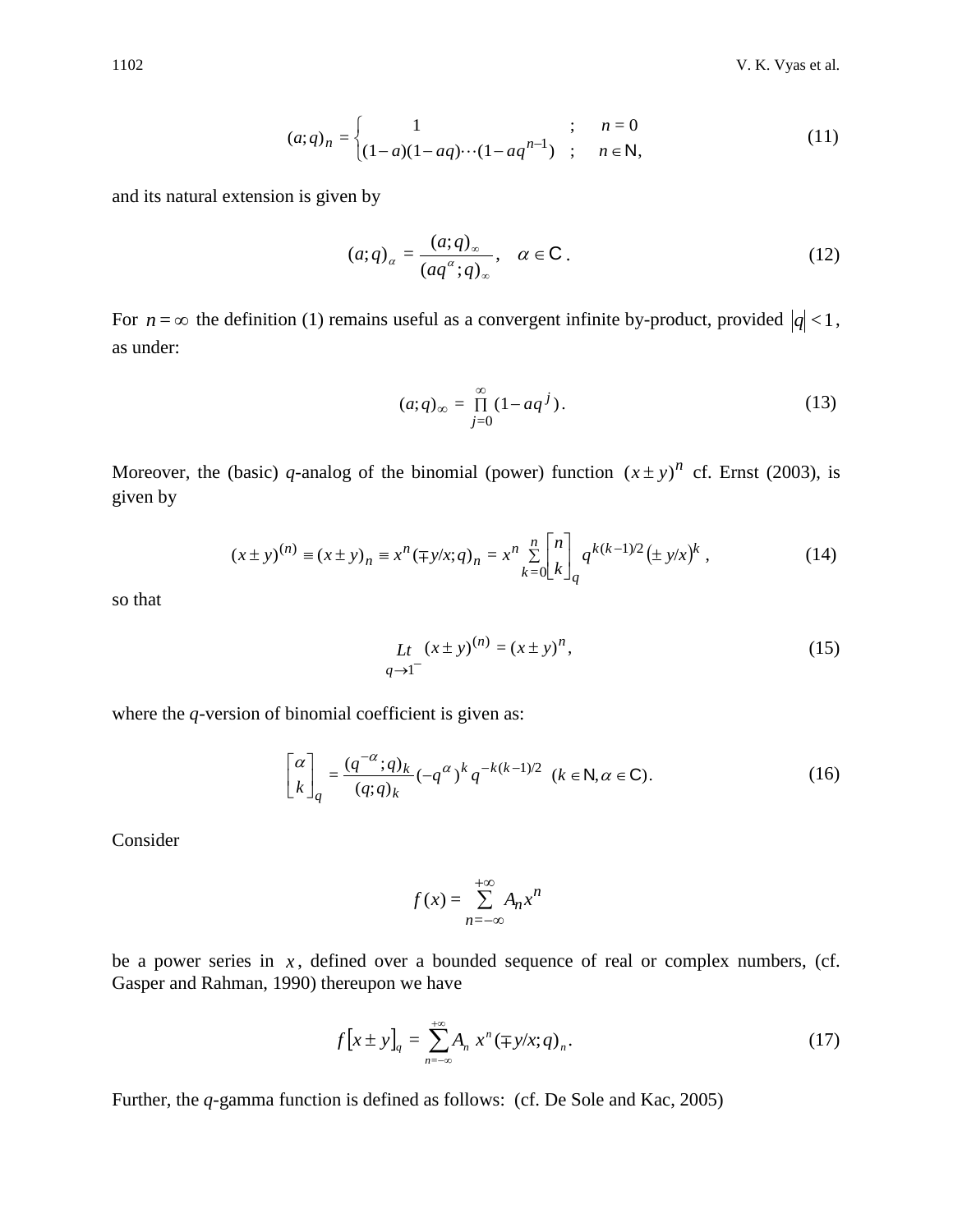$$(a;q)_n = \begin{cases} 1 & ; \quad n = 0 \\ (1-a)(1-aq)\cdots(1-aq^{n-1}) & ; \quad n \in \mathbb{N}, \end{cases} \tag{11}$$

and its natural extension is given by

$$(a;q)_\alpha = \frac{(a;q)_\infty}{(aq^\alpha;q)_\infty}, \quad \alpha \in \mathbb{C}. \tag{12}$$

For $n = \infty$ the definition (1) remains useful as a convergent infinite by-product, provided $|q| < 1$, as under:

$$(a;q)_\infty = \prod_{j=0}^{\infty} (1 - aq^j). \tag{13}$$

Moreover, the (basic) *q*-analog of the binomial (power) function $(x \pm y)^n$ cf. Ernst (2003), is given by

$$(x \pm y)^{(n)} \equiv (x \pm y)_n \equiv x^n (\mp y/x;q)_n = x^n \sum_{k=0}^{n} \begin{bmatrix} n \\ k \end{bmatrix}_q q^{k(k-1)/2} (\pm y/x)^k, \tag{14}$$

so that

$$\underset{q \to 1^-}{Lt} (x \pm y)^{(n)} = (x \pm y)^n, \tag{15}$$

where the *q*-version of binomial coefficient is given as:

$$\begin{bmatrix} \alpha \\ k \end{bmatrix}_q = \frac{(q^{-\alpha};q)_k}{(q;q)_k} (-q^\alpha)^k q^{-k(k-1)/2} \quad (k \in \mathbb{N}, \alpha \in \mathbb{C}). \tag{16}$$

Consider

$$f(x) = \sum_{n=-\infty}^{+\infty} A_n x^n$$

be a power series in $x$, defined over a bounded sequence of real or complex numbers, (cf. Gasper and Rahman, 1990) thereupon we have

$$f[x \pm y]_q = \sum_{n=-\infty}^{+\infty} A_n \, x^n (\mp y/x;q)_n. \tag{17}$$

Further, the *q*-gamma function is defined as follows: (cf. De Sole and Kac, 2005)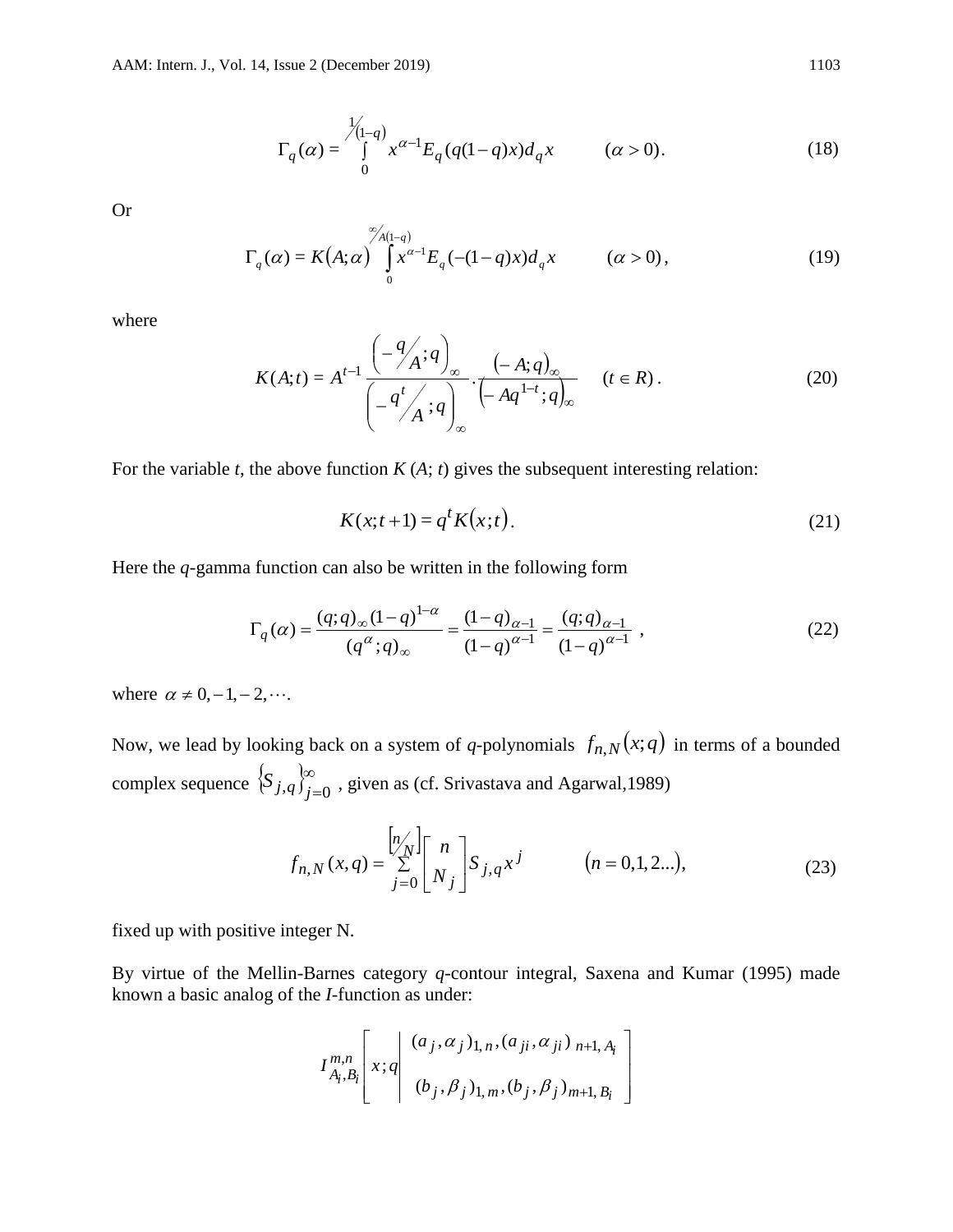$$\Gamma_q(\alpha) = \int_0^{1/(1-q)} x^{\alpha-1} E_q(q(1-q)x) d_q x \qquad (\alpha > 0). \tag{18}$$

Or

$$\Gamma_q(\alpha) = K(A;\alpha) \int_0^{\infty/A(1-q)} x^{\alpha-1} E_q(-(1-q)x) d_q x \qquad (\alpha > 0), \tag{19}$$

where

$$K(A;t) = A^{t-1} \frac{\left(-\frac{q}{A};q\right)_\infty}{\left(-\frac{q^t}{A};q\right)_\infty} \cdot \frac{(-A;q)_\infty}{\left(-Aq^{1-t};q\right)_\infty} \qquad (t \in R). \tag{20}$$

For the variable $t$, the above function $K(A; t)$ gives the subsequent interesting relation:

$$K(x;t+1) = q^t K(x;t). \tag{21}$$

Here the $q$-gamma function can also be written in the following form

$$\Gamma_q(\alpha) = \frac{(q;q)_\infty (1-q)^{1-\alpha}}{(q^\alpha;q)_\infty} = \frac{(1-q)_{\alpha-1}}{(1-q)^{\alpha-1}} = \frac{(q;q)_{\alpha-1}}{(1-q)^{\alpha-1}}, \tag{22}$$

where $\alpha \neq 0,-1,-2,\cdots$.

Now, we lead by looking back on a system of $q$-polynomials $f_{n,N}(x;q)$ in terms of a bounded complex sequence $\{S_{j,q}\}_{j=0}^{\infty}$, given as (cf. Srivastava and Agarwal,1989)

$$f_{n,N}(x,q) = \sum_{j=0}^{[n/N]} \begin{bmatrix} n \\ N_j \end{bmatrix} S_{j,q} x^j \qquad (n = 0,1,2...), \tag{23}$$

fixed up with positive integer N.

By virtue of the Mellin-Barnes category $q$-contour integral, Saxena and Kumar (1995) made known a basic analog of the $I$-function as under:

$$I_{A_i,B_i}^{m,n}\left[x;q \,\middle|\, \begin{matrix} (a_j,\alpha_j)_{1,n},(a_{ji},\alpha_{ji})_{n+1,A_i} \\ (b_j,\beta_j)_{1,m},(b_j,\beta_j)_{m+1,B_i} \end{matrix}\right]$$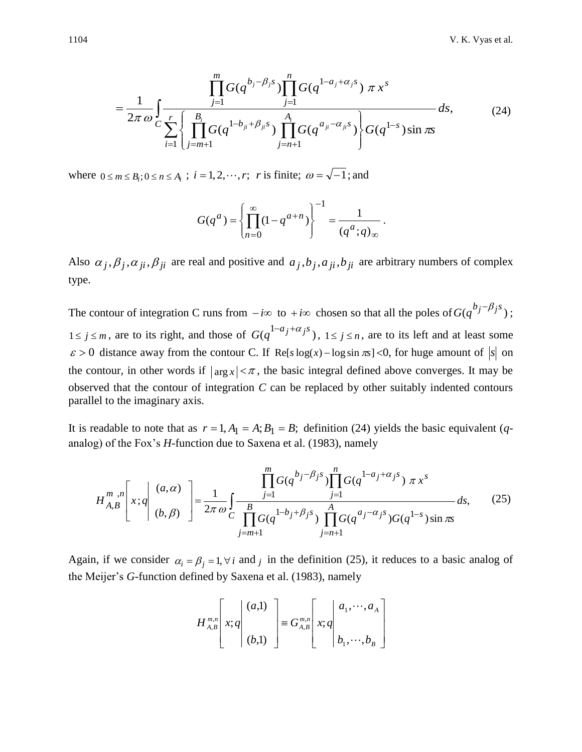$$
= \frac{1}{2\pi\,\omega} \int_C \frac{\prod_{j=1}^{m} G(q^{b_j - \beta_j s}) \prod_{j=1}^{n} G(q^{1-a_j+\alpha_j s})\ \pi\, x^s}{\sum_{i=1}^{r} \left\{ \prod_{j=m+1}^{B_i} G(q^{1-b_{ji}+\beta_{ji} s}) \prod_{j=n+1}^{A_i} G(q^{a_{ji}-\alpha_{ji} s}) \right\} G(q^{1-s}) \sin \pi s}\, ds, \tag{24}
$$

where $0 \le m \le B_i; 0 \le n \le A_i$ ; $i = 1, 2, \cdots, r$; $r$ is finite; $\omega = \sqrt{-1}$; and

$$
G(q^a) = \left\{ \prod_{n=0}^{\infty} (1 - q^{a+n}) \right\}^{-1} = \frac{1}{(q^a; q)_\infty}.
$$

Also $\alpha_j, \beta_j, \alpha_{ji}, \beta_{ji}$ are real and positive and $a_j, b_j, a_{ji}, b_{ji}$ are arbitrary numbers of complex type.

The contour of integration C runs from $-i\infty$ to $+i\infty$ chosen so that all the poles of $G(q^{b_j - \beta_j s})$; $1 \le j \le m$, are to its right, and those of $G(q^{1-a_j+\alpha_j s})$, $1 \le j \le n$, are to its left and at least some $\varepsilon > 0$ distance away from the contour C. If $\mathrm{Re}[s \log(x) - \log \sin \pi s] < 0$, for huge amount of $|s|$ on the contour, in other words if $|\arg x| < \pi$, the basic integral defined above converges. It may be observed that the contour of integration *C* can be replaced by other suitably indented contours parallel to the imaginary axis.

It is readable to note that as $r = 1, A_1 = A; B_1 = B;$ definition (24) yields the basic equivalent (*q*-analog) of the Fox's *H*-function due to Saxena et al. (1983), namely

$$
H_{A,B}^{m\ ,n}\left[ x; q \left| \begin{matrix} (a, \alpha) \\ (b, \beta) \end{matrix} \right. \right] = \frac{1}{2\pi\,\omega} \int_C \frac{\prod_{j=1}^{m} G(q^{b_j - \beta_j s}) \prod_{j=1}^{n} G(q^{1-a_j+\alpha_j s})\ \pi\, x^s}{\prod_{j=m+1}^{B} G(q^{1-b_j+\beta_j s}) \prod_{j=n+1}^{A} G(q^{a_j-\alpha_j s}) G(q^{1-s}) \sin \pi s}\, ds, \tag{25}
$$

Again, if we consider $\alpha_i = \beta_j = 1, \forall\, i$ and $j$ in the definition (25), it reduces to a basic analog of the Meijer's *G*-function defined by Saxena et al. (1983), namely

$$
H_{A,B}^{m,n}\left[ x; q \left| \begin{matrix} (a,1) \\ (b,1) \end{matrix} \right. \right] \equiv G_{A,B}^{m,n}\left[ x; q \left| \begin{matrix} a_1, \cdots, a_A \\ b_1, \cdots, b_B \end{matrix} \right. \right]
$$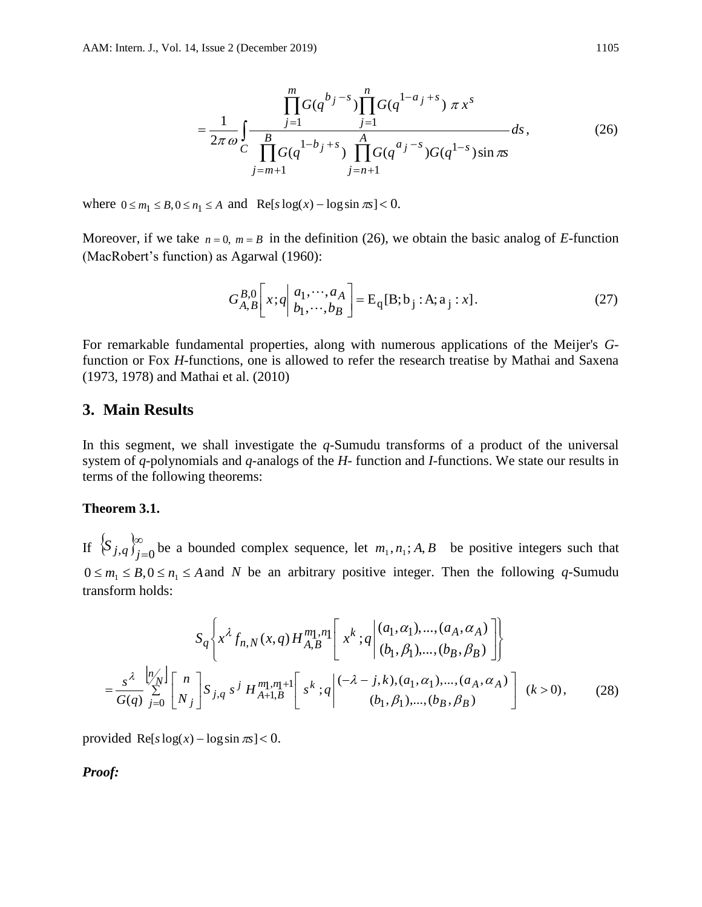$$= \frac{1}{2\pi\,\omega} \int_C \frac{\prod_{j=1}^{m} G(q^{b_j - s}) \prod_{j=1}^{n} G(q^{1-a_j+s})\ \pi\, x^s}{\prod_{j=m+1}^{B} G(q^{1-b_j+s}) \prod_{j=n+1}^{A} G(q^{a_j - s}) G(q^{1-s}) \sin \pi s}\, ds, \tag{26}$$

where $0 \le m_1 \le B, 0 \le n_1 \le A$ and $\mathrm{Re}[s \log(x) - \log \sin \pi s] < 0.$

Moreover, if we take $n = 0,\ m = B$ in the definition (26), we obtain the basic analog of *E*-function (MacRobert's function) as Agarwal (1960):

$$G_{A,B}^{B,0}\left[ x; q \left| \begin{matrix} a_1, \cdots, a_A \\ b_1, \cdots, b_B \end{matrix} \right. \right] = \mathrm{E_q}[\mathrm{B}; \mathrm{b_j} : \mathrm{A}; \mathrm{a_j} : x]. \tag{27}$$

For remarkable fundamental properties, along with numerous applications of the Meijer's *G*-function or Fox *H*-functions, one is allowed to refer the research treatise by Mathai and Saxena (1973, 1978) and Mathai et al. (2010)

## 3. Main Results

In this segment, we shall investigate the *q*-Sumudu transforms of a product of the universal system of *q*-polynomials and *q*-analogs of the *H*- function and *I*-functions. We state our results in terms of the following theorems:

**Theorem 3.1.**

If $\{S_{j,q}\}_{j=0}^{\infty}$ be a bounded complex sequence, let $m_1, n_1; A, B$ be positive integers such that $0 \le m_1 \le B, 0 \le n_1 \le A$ and $N$ be an arbitrary positive integer. Then the following *q*-Sumudu transform holds:

$$S_q \left\{ x^{\lambda} f_{n,N}(x,q)\, H_{A,B}^{m_1,n_1}\left[ x^k ; q \left| \begin{matrix} (a_1,\alpha_1), \ldots, (a_A, \alpha_A) \\ (b_1,\beta_1), \ldots, (b_B, \beta_B) \end{matrix} \right. \right] \right\}$$

$$= \frac{s^{\lambda}}{G(q)} \sum_{j=0}^{\lfloor n/N \rfloor} \begin{bmatrix} n \\ N_j \end{bmatrix} S_{j,q}\, s^j\, H_{A+1,B}^{m_1,n_1+1}\left[ s^k ; q \left| \begin{matrix} (-\lambda - j, k), (a_1,\alpha_1), \ldots, (a_A, \alpha_A) \\ (b_1,\beta_1), \ldots, (b_B, \beta_B) \end{matrix} \right. \right] \ (k > 0), \tag{28}$$

provided $\mathrm{Re}[s \log(x) - \log \sin \pi s] < 0.$

***Proof:***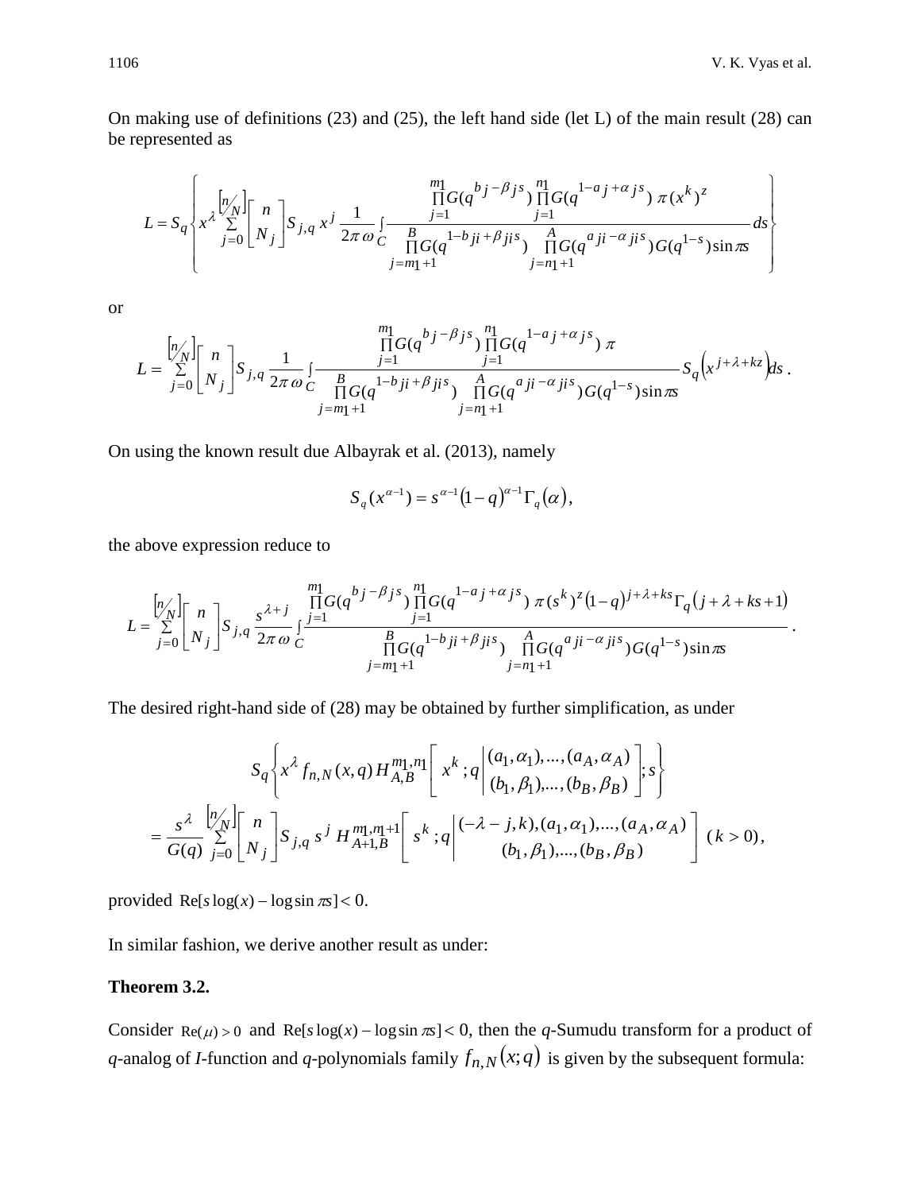On making use of definitions (23) and (25), the left hand side (let L) of the main result (28) can be represented as

$$L = S_q \left\{ x^{\lambda} \sum_{j=0}^{[n/N]} \begin{bmatrix} n \\ N_j \end{bmatrix} S_{j,q}\, x^j \frac{1}{2\pi\omega} \int_C \frac{\prod_{j=1}^{m_1} G(q^{b_j - \beta_j s}) \prod_{j=1}^{n_1} G(q^{1-a_j + \alpha_j s})\, \pi\, (x^k)^z}{\prod_{j=m_1+1}^{B} G(q^{1-b_{ji} + \beta_{ji} s}) \prod_{j=n_1+1}^{A} G(q^{a_{ji} - \alpha_{ji} s}) G(q^{1-s}) \sin \pi s} ds \right\}$$

or

$$L = \sum_{j=0}^{[n/N]} \begin{bmatrix} n \\ N_j \end{bmatrix} S_{j,q} \frac{1}{2\pi\omega} \int_C \frac{\prod_{j=1}^{m_1} G(q^{b_j - \beta_j s}) \prod_{j=1}^{n_1} G(q^{1-a_j + \alpha_j s})\, \pi}{\prod_{j=m_1+1}^{B} G(q^{1-b_{ji} + \beta_{ji} s}) \prod_{j=n_1+1}^{A} G(q^{a_{ji} - \alpha_{ji} s}) G(q^{1-s}) \sin \pi s} S_q\left(x^{j+\lambda+kz}\right) ds \,.$$

On using the known result due Albayrak et al. (2013), namely

$$S_q(x^{\alpha-1}) = s^{\alpha-1}(1-q)^{\alpha-1}\Gamma_q(\alpha),$$

the above expression reduce to

$$L = \sum_{j=0}^{[n/N]} \begin{bmatrix} n \\ N_j \end{bmatrix} S_{j,q} \frac{s^{\lambda+j}}{2\pi\omega} \int_C \frac{\prod_{j=1}^{m_1} G(q^{b_j - \beta_j s}) \prod_{j=1}^{n_1} G(q^{1-a_j + \alpha_j s})\, \pi\, (s^k)^z (1-q)^{j+\lambda+ks} \Gamma_q\left(j+\lambda+ks+1\right)}{\prod_{j=m_1+1}^{B} G(q^{1-b_{ji} + \beta_{ji} s}) \prod_{j=n_1+1}^{A} G(q^{a_{ji} - \alpha_{ji} s}) G(q^{1-s}) \sin \pi s} \,.$$

The desired right-hand side of (28) may be obtained by further simplification, as under

$$S_q \left\{ x^{\lambda} f_{n,N}(x,q)\, H_{A,B}^{m_1,n_1}\left[ x^k ; q \,\middle|\, \begin{matrix} (a_1,\alpha_1),...,(a_A,\alpha_A) \\ (b_1,\beta_1),...,(b_B,\beta_B) \end{matrix} \right]; s \right\}$$

$$= \frac{s^{\lambda}}{G(q)} \sum_{j=0}^{[n/N]} \begin{bmatrix} n \\ N_j \end{bmatrix} S_{j,q}\, s^j\, H_{A+1,B}^{m_1,n_1+1}\left[ s^k ; q \,\middle|\, \begin{matrix} (-\lambda-j,k),(a_1,\alpha_1),...,(a_A,\alpha_A) \\ (b_1,\beta_1),...,(b_B,\beta_B) \end{matrix} \right] \; (k>0),$$

provided $\mathrm{Re}[s\log(x) - \log\sin \pi s] < 0$.

In similar fashion, we derive another result as under:

**Theorem 3.2.**

Consider $\mathrm{Re}(\mu) > 0$ and $\mathrm{Re}[s\log(x) - \log\sin \pi s] < 0$, then the *q*-Sumudu transform for a product of *q*-analog of *I*-function and *q*-polynomials family $f_{n,N}(x;q)$ is given by the subsequent formula: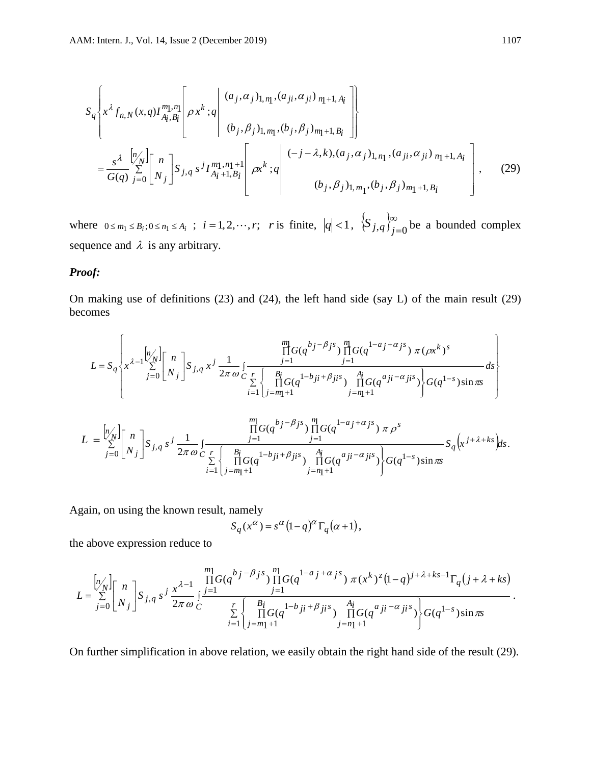$$S_q\left\{x^{\lambda} f_{n,N}(x,q) I_{A_i,B_i}^{m_1,n_1}\left[\rho x^k ; q \left| \begin{matrix} (a_j,\alpha_j)_{1,m_1},(a_{ji},\alpha_{ji})_{n_1+1,A_i} \\ (b_j,\beta_j)_{1,m_1},(b_j,\beta_j)_{m_1+1,B_i} \end{matrix}\right.\right]\right\}$$

$$=\frac{s^{\lambda}}{G(q)}\sum_{j=0}^{[n/N]}\begin{bmatrix} n \\ N_j \end{bmatrix} S_{j,q}\, s^j I_{A_i+1,B_i}^{m_1,n_1+1}\left[\rho x^k ; q \left| \begin{matrix} (-j-\lambda,k),(a_j,\alpha_j)_{1,n_1},(a_{ji},\alpha_{ji})_{n_1+1,A_i} \\ (b_j,\beta_j)_{1,m_1},(b_j,\beta_j)_{m_1+1,B_i} \end{matrix}\right.\right], \qquad (29)$$

where $0 \le m_1 \le B_i; 0 \le n_1 \le A_i$ ; $i=1,2,\cdots,r$; $r$ is finite, $|q|<1$, $\{S_{j,q}\}_{j=0}^{\infty}$ be a bounded complex sequence and $\lambda$ is any arbitrary.

***Proof:***

On making use of definitions (23) and (24), the left hand side (say L) of the main result (29) becomes

$$L = S_q\left\{x^{\lambda-1}\sum_{j=0}^{[n/N]}\begin{bmatrix} n \\ N_j \end{bmatrix} S_{j,q}\, x^j \frac{1}{2\pi\omega}\int_C \frac{\prod_{j=1}^{m_1} G(q^{b_j-\beta_j s})\prod_{j=1}^{n_1} G(q^{1-a_j+\alpha_j s})\,\pi(\rho x^k)^s}{\sum_{i=1}^{r}\left\{\prod_{j=m_1+1}^{B_i} G(q^{1-b_{ji}+\beta_{ji}s})\prod_{j=n_1+1}^{A_i} G(q^{a_{ji}-\alpha_{ji}s})\right\} G(q^{1-s})\sin\pi s}\,ds\right\}$$

$$L = \sum_{j=0}^{[n/N]}\begin{bmatrix} n \\ N_j \end{bmatrix} S_{j,q}\, s^j \frac{1}{2\pi\omega}\int_C \frac{\prod_{j=1}^{m_1} G(q^{b_j-\beta_j s})\prod_{j=1}^{n_1} G(q^{1-a_j+\alpha_j s})\,\pi\rho^s}{\sum_{i=1}^{r}\left\{\prod_{j=m_1+1}^{B_i} G(q^{1-b_{ji}+\beta_{ji}s})\prod_{j=n_1+1}^{A_i} G(q^{a_{ji}-\alpha_{ji}s})\right\} G(q^{1-s})\sin\pi s} S_q\left(x^{j+\lambda+ks}\right)ds.$$

Again, on using the known result, namely

$$S_q(x^{\alpha}) = s^{\alpha}(1-q)^{\alpha}\Gamma_q(\alpha+1),$$

the above expression reduce to

$$L = \sum_{j=0}^{[n/N]}\begin{bmatrix} n \\ N_j \end{bmatrix} S_{j,q}\, s^j \frac{x^{\lambda-1}}{2\pi\omega}\int_C \frac{\prod_{j=1}^{m_1} G(q^{b_j-\beta_j s})\prod_{j=1}^{n_1} G(q^{1-a_j+\alpha_j s})\,\pi(x^k)^z(1-q)^{j+\lambda+ks-1}\Gamma_q(j+\lambda+ks)}{\sum_{i=1}^{r}\left\{\prod_{j=m_1+1}^{B_i} G(q^{1-b_{ji}+\beta_{ji}s})\prod_{j=n_1+1}^{A_i} G(q^{a_{ji}-\alpha_{ji}s})\right\} G(q^{1-s})\sin\pi s}.$$

On further simplification in above relation, we easily obtain the right hand side of the result (29).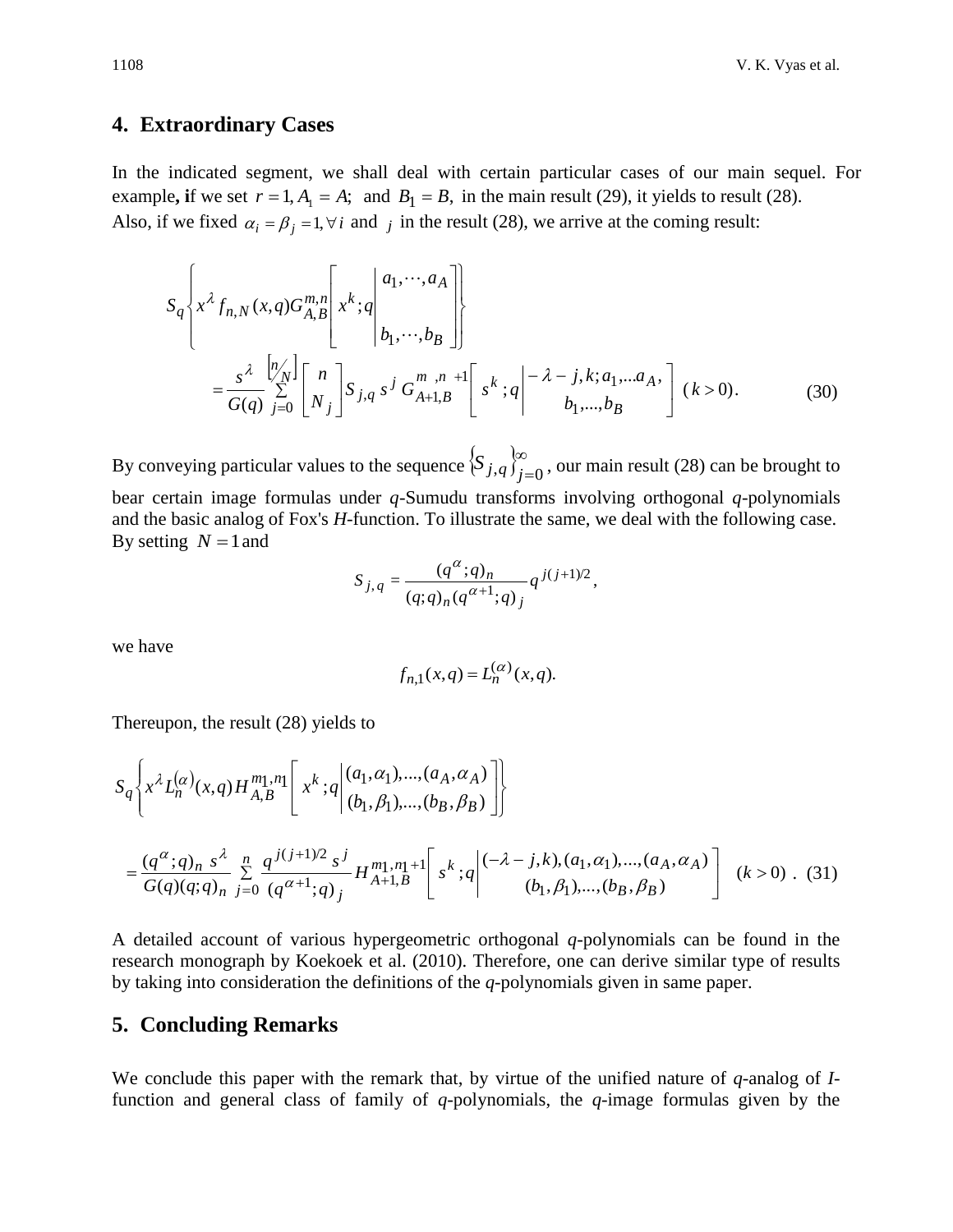## 4. Extraordinary Cases

In the indicated segment, we shall deal with certain particular cases of our main sequel. For example, **i**f we set $r = 1, A_1 = A;$ and $B_1 = B,$ in the main result (29), it yields to result (28). Also, if we fixed $\alpha_i = \beta_j = 1, \forall i$ and $j$ in the result (28), we arrive at the coming result:

$$S_q\left\{x^{\lambda} f_{n,N}(x,q) G_{A,B}^{m,n}\left[x^k ; q \left| \begin{matrix} a_1, \cdots, a_A \\ \\ b_1, \cdots, b_B \end{matrix} \right.\right]\right\}$$

$$= \frac{s^{\lambda}}{G(q)} \sum_{j=0}^{\left[n/N\right]} \begin{bmatrix} n \\ N_j \end{bmatrix} S_{j,q}\, s^j\, G_{A+1,B}^{m\ ,n\ +1}\left[ s^k ; q \left| \begin{matrix} -\lambda - j, k; a_1, \ldots a_A, \\ b_1, \ldots, b_B \end{matrix} \right.\right] \ (k > 0). \tag{30}$$

By conveying particular values to the sequence $\{S_{j,q}\}_{j=0}^{\infty}$, our main result (28) can be brought to bear certain image formulas under *q*-Sumudu transforms involving orthogonal *q*-polynomials and the basic analog of Fox's *H*-function. To illustrate the same, we deal with the following case. By setting $N = 1$ and

$$S_{j,q} = \frac{(q^{\alpha};q)_n}{(q;q)_n (q^{\alpha+1};q)_j} q^{j(j+1)/2},$$

we have

$$f_{n,1}(x,q) = L_n^{(\alpha)}(x,q).$$

Thereupon, the result (28) yields to

$$S_q\left\{x^{\lambda} L_n^{(\alpha)}(x,q) H_{A,B}^{m_1,n_1}\left[ x^k ; q \left| \begin{matrix} (a_1,\alpha_1), \ldots, (a_A, \alpha_A) \\ (b_1, \beta_1), \ldots, (b_B, \beta_B) \end{matrix} \right.\right]\right\}$$

$$= \frac{(q^{\alpha};q)_n\, s^{\lambda}}{G(q)(q;q)_n} \sum_{j=0}^{n} \frac{q^{j(j+1)/2}\, s^j}{(q^{\alpha+1};q)_j} H_{A+1,B}^{m_1,n_1+1}\left[ s^k ; q \left| \begin{matrix} (-\lambda - j, k), (a_1,\alpha_1), \ldots, (a_A, \alpha_A) \\ (b_1, \beta_1), \ldots, (b_B, \beta_B) \end{matrix} \right.\right] \quad (k > 0) \ . \tag{31}$$

A detailed account of various hypergeometric orthogonal *q*-polynomials can be found in the research monograph by Koekoek et al. (2010). Therefore, one can derive similar type of results by taking into consideration the definitions of the *q*-polynomials given in same paper.

## 5. Concluding Remarks

We conclude this paper with the remark that, by virtue of the unified nature of *q*-analog of *I*-function and general class of family of *q*-polynomials, the *q*-image formulas given by the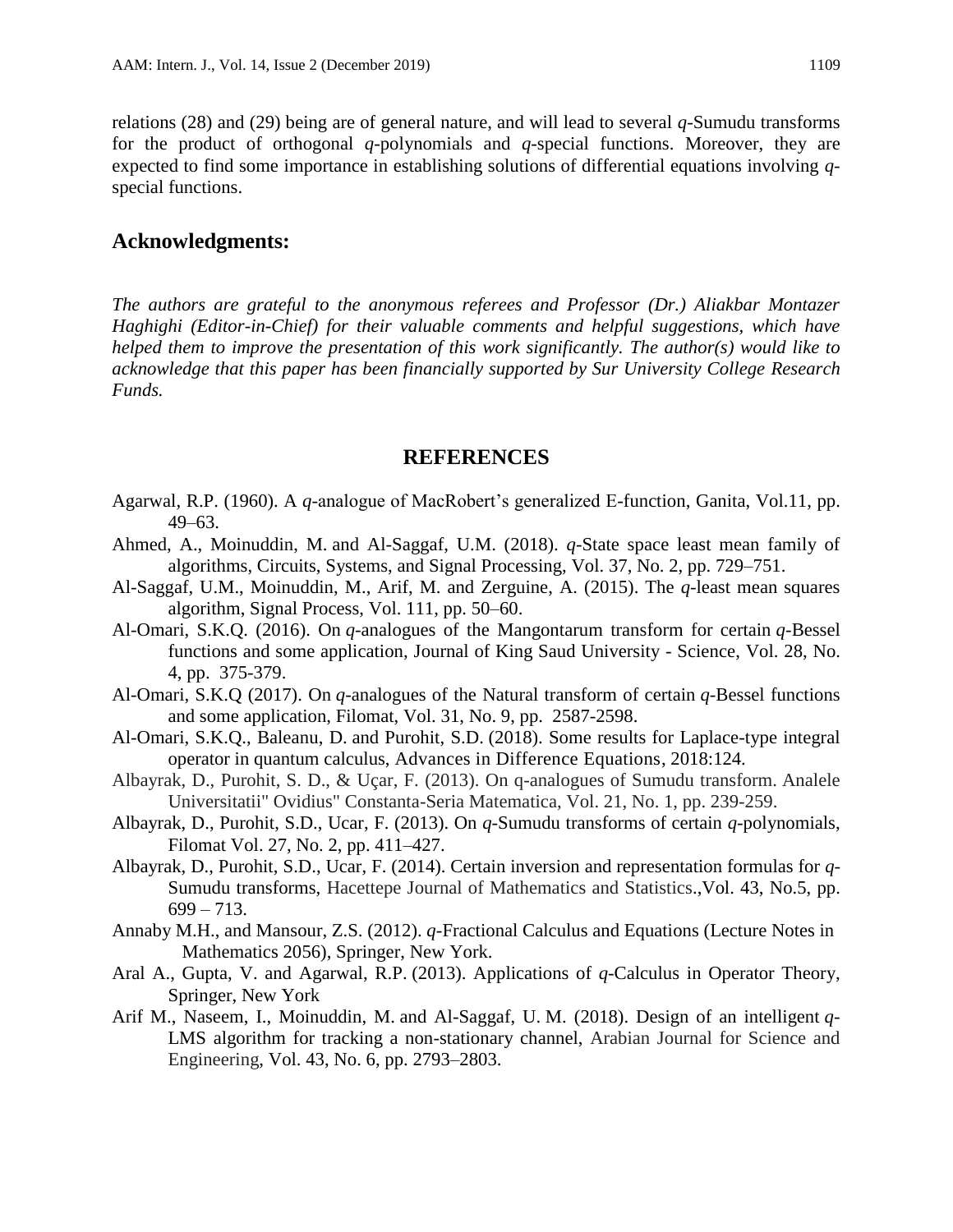relations (28) and (29) being are of general nature, and will lead to several *q*-Sumudu transforms for the product of orthogonal *q*-polynomials and *q*-special functions. Moreover, they are expected to find some importance in establishing solutions of differential equations involving *q*-special functions.

## Acknowledgments:

*The authors are grateful to the anonymous referees and Professor (Dr.) Aliakbar Montazer Haghighi (Editor-in-Chief) for their valuable comments and helpful suggestions, which have helped them to improve the presentation of this work significantly. The author(s) would like to acknowledge that this paper has been financially supported by Sur University College Research Funds.*

## REFERENCES

Agarwal, R.P. (1960). A *q*-analogue of MacRobert's generalized E-function, Ganita, Vol.11, pp. 49–63.

Ahmed, A., Moinuddin, M. and Al-Saggaf, U.M. (2018). *q*-State space least mean family of algorithms, Circuits, Systems, and Signal Processing, Vol. 37, No. 2, pp. 729–751.

Al-Saggaf, U.M., Moinuddin, M., Arif, M. and Zerguine, A. (2015). The *q*-least mean squares algorithm, Signal Process, Vol. 111, pp. 50–60.

Al-Omari, S.K.Q. (2016). On *q*-analogues of the Mangontarum transform for certain *q*-Bessel functions and some application, Journal of King Saud University - Science, Vol. 28, No. 4, pp. 375-379.

Al-Omari, S.K.Q (2017). On *q*-analogues of the Natural transform of certain *q*-Bessel functions and some application, Filomat, Vol. 31, No. 9, pp. 2587-2598.

Al-Omari, S.K.Q., Baleanu, D. and Purohit, S.D. (2018). Some results for Laplace-type integral operator in quantum calculus, Advances in Difference Equations, 2018:124.

Albayrak, D., Purohit, S. D., & Uçar, F. (2013). On q-analogues of Sumudu transform. Analele Universitatii" Ovidius" Constanta-Seria Matematica, Vol. 21, No. 1, pp. 239-259.

Albayrak, D., Purohit, S.D., Ucar, F. (2013). On *q*-Sumudu transforms of certain *q*-polynomials, Filomat Vol. 27, No. 2, pp. 411–427.

Albayrak, D., Purohit, S.D., Ucar, F. (2014). Certain inversion and representation formulas for *q*-Sumudu transforms, Hacettepe Journal of Mathematics and Statistics.,Vol. 43, No.5, pp. 699 – 713.

Annaby M.H., and Mansour, Z.S. (2012). *q*-Fractional Calculus and Equations (Lecture Notes in Mathematics 2056), Springer, New York.

Aral A., Gupta, V. and Agarwal, R.P. (2013). Applications of *q*-Calculus in Operator Theory, Springer, New York

Arif M., Naseem, I., Moinuddin, M. and Al-Saggaf, U. M. (2018). Design of an intelligent *q*-LMS algorithm for tracking a non-stationary channel, Arabian Journal for Science and Engineering, Vol. 43, No. 6, pp. 2793–2803.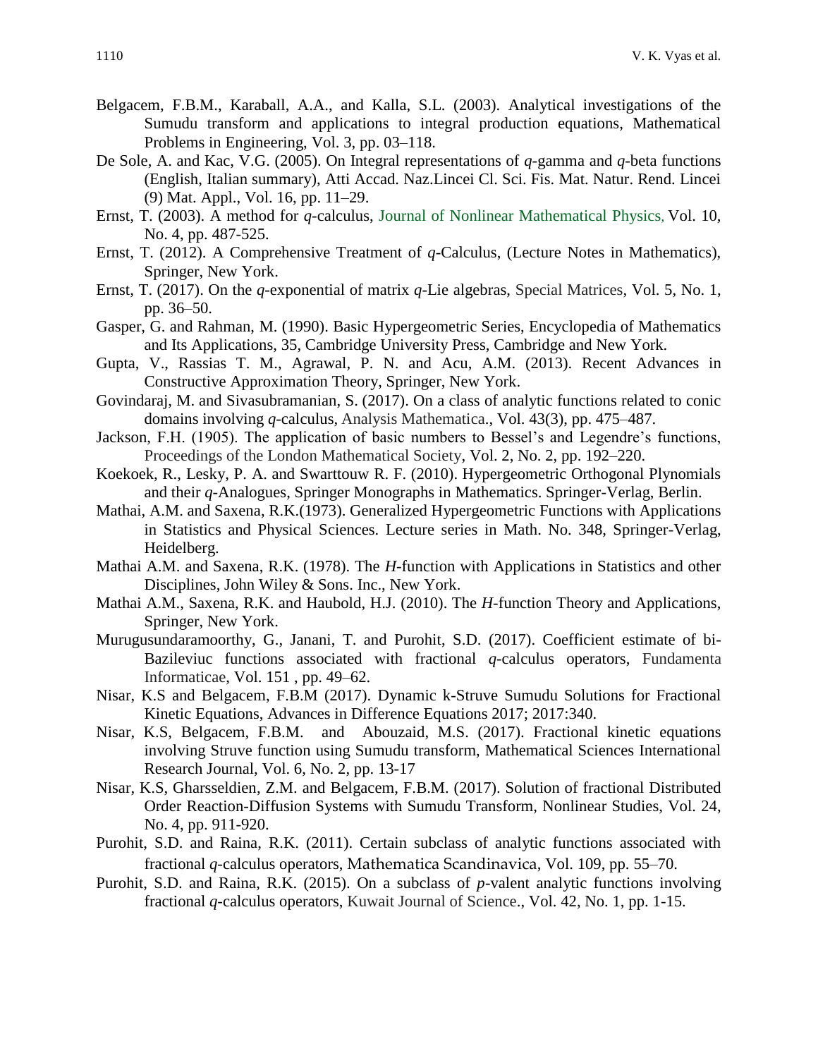Belgacem, F.B.M., Karaball, A.A., and Kalla, S.L. (2003). Analytical investigations of the Sumudu transform and applications to integral production equations, Mathematical Problems in Engineering, Vol. 3, pp. 03–118.

De Sole, A. and Kac, V.G. (2005). On Integral representations of *q*-gamma and *q*-beta functions (English, Italian summary), Atti Accad. Naz.Lincei Cl. Sci. Fis. Mat. Natur. Rend. Lincei (9) Mat. Appl., Vol. 16, pp. 11–29.

Ernst, T. (2003). A method for *q*-calculus, Journal of Nonlinear Mathematical Physics, Vol. 10, No. 4, pp. 487-525.

Ernst, T. (2012). A Comprehensive Treatment of *q*-Calculus, (Lecture Notes in Mathematics), Springer, New York.

Ernst, T. (2017). On the *q*-exponential of matrix *q*-Lie algebras, Special Matrices, Vol. 5, No. 1, pp. 36–50.

Gasper, G. and Rahman, M. (1990). Basic Hypergeometric Series, Encyclopedia of Mathematics and Its Applications, 35, Cambridge University Press, Cambridge and New York.

Gupta, V., Rassias T. M., Agrawal, P. N. and Acu, A.M. (2013). Recent Advances in Constructive Approximation Theory, Springer, New York.

Govindaraj, M. and Sivasubramanian, S. (2017). On a class of analytic functions related to conic domains involving *q*-calculus, Analysis Mathematica., Vol. 43(3), pp. 475–487.

Jackson, F.H. (1905). The application of basic numbers to Bessel's and Legendre's functions, Proceedings of the London Mathematical Society, Vol. 2, No. 2, pp. 192–220.

Koekoek, R., Lesky, P. A. and Swarttouw R. F. (2010). Hypergeometric Orthogonal Plynomials and their *q*-Analogues, Springer Monographs in Mathematics. Springer-Verlag, Berlin.

Mathai, A.M. and Saxena, R.K.(1973). Generalized Hypergeometric Functions with Applications in Statistics and Physical Sciences. Lecture series in Math. No. 348, Springer-Verlag, Heidelberg.

Mathai A.M. and Saxena, R.K. (1978). The *H*-function with Applications in Statistics and other Disciplines, John Wiley & Sons. Inc., New York.

Mathai A.M., Saxena, R.K. and Haubold, H.J. (2010). The *H*-function Theory and Applications, Springer, New York.

Murugusundaramoorthy, G., Janani, T. and Purohit, S.D. (2017). Coefficient estimate of bi-Bazileviuc functions associated with fractional *q*-calculus operators, Fundamenta Informaticae, Vol. 151 , pp. 49–62.

Nisar, K.S and Belgacem, F.B.M (2017). Dynamic k-Struve Sumudu Solutions for Fractional Kinetic Equations, Advances in Difference Equations 2017; 2017:340.

Nisar, K.S, Belgacem, F.B.M. and Abouzaid, M.S. (2017). Fractional kinetic equations involving Struve function using Sumudu transform, Mathematical Sciences International Research Journal, Vol. 6, No. 2, pp. 13-17

Nisar, K.S, Gharsseldien, Z.M. and Belgacem, F.B.M. (2017). Solution of fractional Distributed Order Reaction-Diffusion Systems with Sumudu Transform, Nonlinear Studies, Vol. 24, No. 4, pp. 911-920.

Purohit, S.D. and Raina, R.K. (2011). Certain subclass of analytic functions associated with fractional *q*-calculus operators, Mathematica Scandinavica, Vol. 109, pp. 55–70.

Purohit, S.D. and Raina, R.K. (2015). On a subclass of *p*-valent analytic functions involving fractional *q*-calculus operators, Kuwait Journal of Science., Vol. 42, No. 1, pp. 1-15.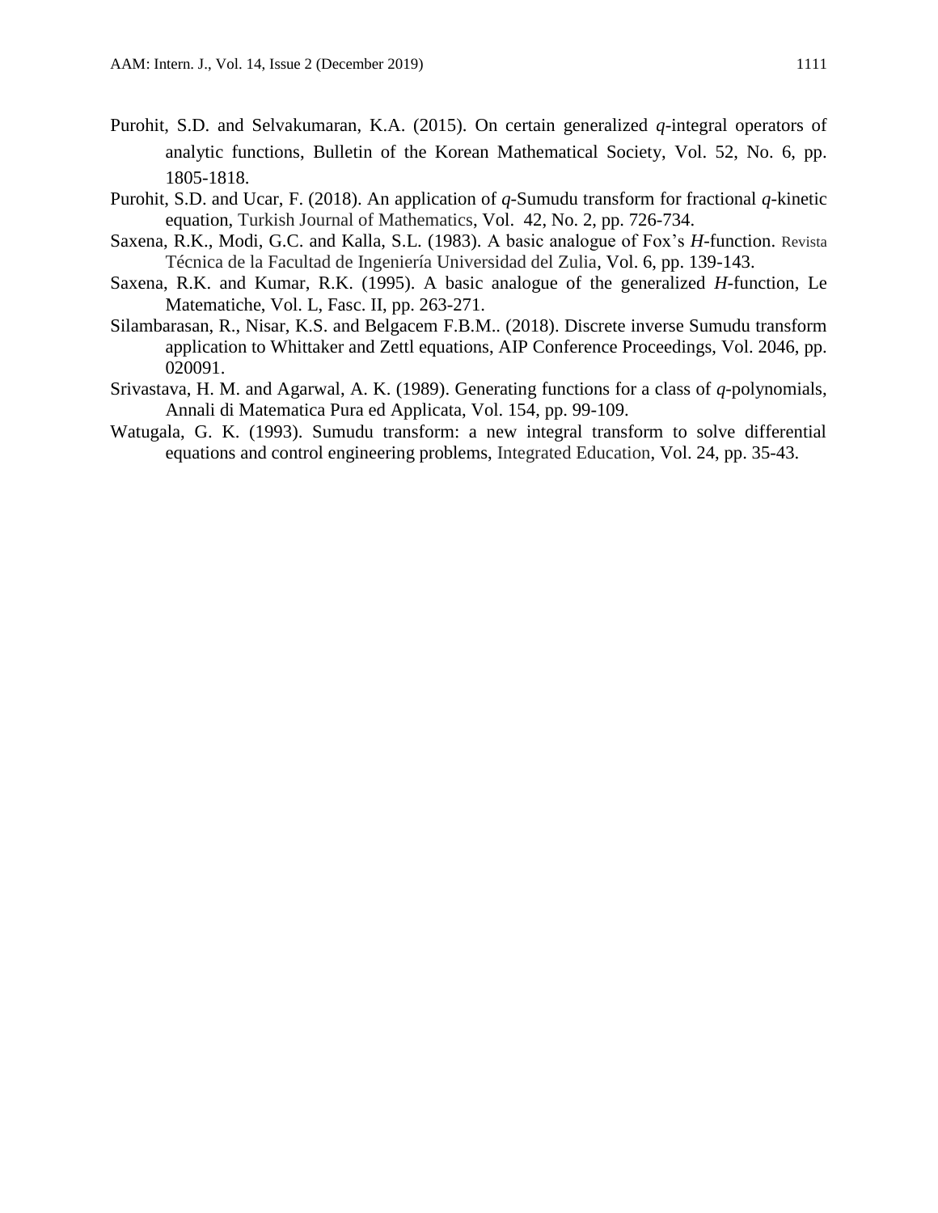Purohit, S.D. and Selvakumaran, K.A. (2015). On certain generalized *q*-integral operators of analytic functions, Bulletin of the Korean Mathematical Society, Vol. 52, No. 6, pp. 1805-1818.

Purohit, S.D. and Ucar, F. (2018). An application of *q*-Sumudu transform for fractional *q*-kinetic equation, Turkish Journal of Mathematics, Vol. 42, No. 2, pp. 726-734.

Saxena, R.K., Modi, G.C. and Kalla, S.L. (1983). A basic analogue of Fox's *H*-function. Revista Técnica de la Facultad de Ingeniería Universidad del Zulia, Vol. 6, pp. 139-143.

Saxena, R.K. and Kumar, R.K. (1995). A basic analogue of the generalized *H*-function, Le Matematiche, Vol. L, Fasc. II, pp. 263-271.

Silambarasan, R., Nisar, K.S. and Belgacem F.B.M.. (2018). Discrete inverse Sumudu transform application to Whittaker and Zettl equations, AIP Conference Proceedings, Vol. 2046, pp. 020091.

Srivastava, H. M. and Agarwal, A. K. (1989). Generating functions for a class of *q*-polynomials, Annali di Matematica Pura ed Applicata, Vol. 154, pp. 99-109.

Watugala, G. K. (1993). Sumudu transform: a new integral transform to solve differential equations and control engineering problems, Integrated Education, Vol. 24, pp. 35-43.